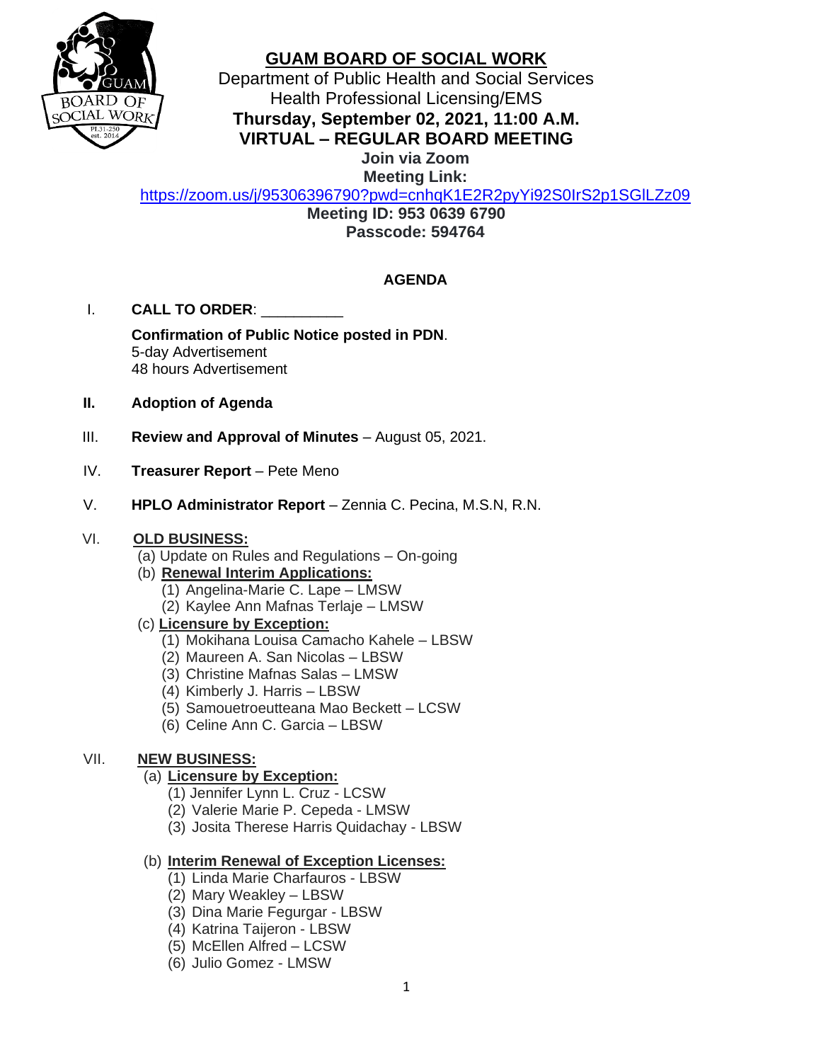# GUAM BOARD OF SOCIAL WORK

Department of Public Health and Social Services
Health Professional Licensing/EMS
**Thursday, September 02, 2021, 11:00 A.M.**
**VIRTUAL – REGULAR BOARD MEETING**
**Join via Zoom**
**Meeting Link:**
https://zoom.us/j/95306396790?pwd=cnhqK1E2R2pyYi92S0IrS2p1SGlLZz09
**Meeting ID: 953 0639 6790**
**Passcode: 594764**

## AGENDA

I. **CALL TO ORDER**: __________

**Confirmation of Public Notice posted in PDN**.
5-day Advertisement
48 hours Advertisement

**II. Adoption of Agenda**

III. **Review and Approval of Minutes** – August 05, 2021.

IV. **Treasurer Report** – Pete Meno

V. **HPLO Administrator Report** – Zennia C. Pecina, M.S.N, R.N.

VI. **OLD BUSINESS:**

(a) Update on Rules and Regulations – On-going
(b) **Renewal Interim Applications:**
  (1) Angelina-Marie C. Lape – LMSW
  (2) Kaylee Ann Mafnas Terlaje – LMSW
(c) **Licensure by Exception:**
  (1) Mokihana Louisa Camacho Kahele – LBSW
  (2) Maureen A. San Nicolas – LBSW
  (3) Christine Mafnas Salas – LMSW
  (4) Kimberly J. Harris – LBSW
  (5) Samouetroeutteana Mao Beckett – LCSW
  (6) Celine Ann C. Garcia – LBSW

VII. **NEW BUSINESS:**

(a) **Licensure by Exception:**
  (1) Jennifer Lynn L. Cruz - LCSW
  (2) Valerie Marie P. Cepeda - LMSW
  (3) Josita Therese Harris Quidachay - LBSW

(b) **Interim Renewal of Exception Licenses:**
  (1) Linda Marie Charfauros - LBSW
  (2) Mary Weakley – LBSW
  (3) Dina Marie Fegurgar - LBSW
  (4) Katrina Taijeron - LBSW
  (5) McEllen Alfred – LCSW
  (6) Julio Gomez - LMSW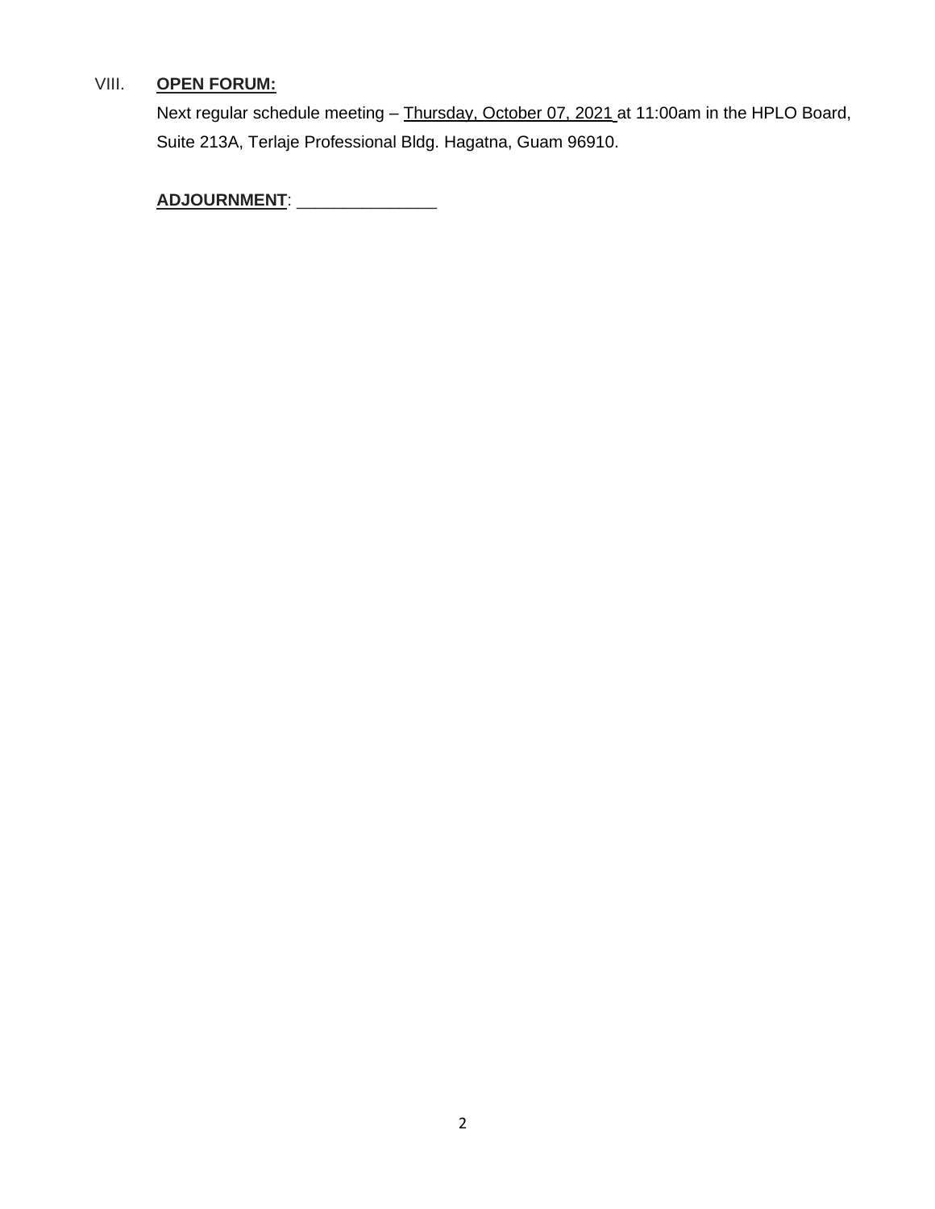VIII. **OPEN FORUM:**

Next regular schedule meeting – Thursday, October 07, 2021 at 11:00am in the HPLO Board, Suite 213A, Terlaje Professional Bldg. Hagatna, Guam 96910.

**ADJOURNMENT**: _______________